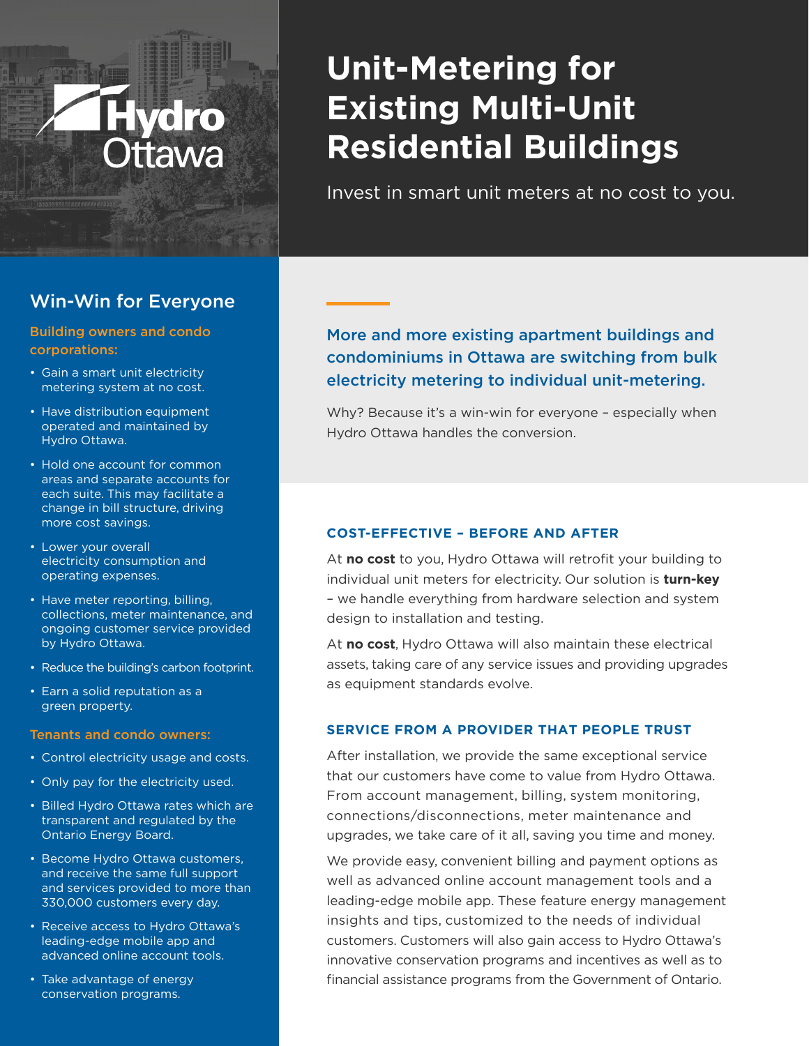# Unit-Metering for Existing Multi-Unit Residential Buildings

Invest in smart unit meters at no cost to you.

**More and more existing apartment buildings and condominiums in Ottawa are switching from bulk electricity metering to individual unit-metering.**

Why? Because it's a win-win for everyone – especially when Hydro Ottawa handles the conversion.

## Win-Win for Everyone

### Building owners and condo corporations:

- Gain a smart unit electricity metering system at no cost.
- Have distribution equipment operated and maintained by Hydro Ottawa.
- Hold one account for common areas and separate accounts for each suite. This may facilitate a change in bill structure, driving more cost savings.
- Lower your overall electricity consumption and operating expenses.
- Have meter reporting, billing, collections, meter maintenance, and ongoing customer service provided by Hydro Ottawa.
- Reduce the building's carbon footprint.
- Earn a solid reputation as a green property.

### Tenants and condo owners:

- Control electricity usage and costs.
- Only pay for the electricity used.
- Billed Hydro Ottawa rates which are transparent and regulated by the Ontario Energy Board.
- Become Hydro Ottawa customers, and receive the same full support and services provided to more than 330,000 customers every day.
- Receive access to Hydro Ottawa's leading-edge mobile app and advanced online account tools.
- Take advantage of energy conservation programs.

## COST-EFFECTIVE – BEFORE AND AFTER

At **no cost** to you, Hydro Ottawa will retrofit your building to individual unit meters for electricity. Our solution is **turn-key** – we handle everything from hardware selection and system design to installation and testing.

At **no cost**, Hydro Ottawa will also maintain these electrical assets, taking care of any service issues and providing upgrades as equipment standards evolve.

## SERVICE FROM A PROVIDER THAT PEOPLE TRUST

After installation, we provide the same exceptional service that our customers have come to value from Hydro Ottawa. From account management, billing, system monitoring, connections/disconnections, meter maintenance and upgrades, we take care of it all, saving you time and money.

We provide easy, convenient billing and payment options as well as advanced online account management tools and a leading-edge mobile app. These feature energy management insights and tips, customized to the needs of individual customers. Customers will also gain access to Hydro Ottawa's innovative conservation programs and incentives as well as to financial assistance programs from the Government of Ontario.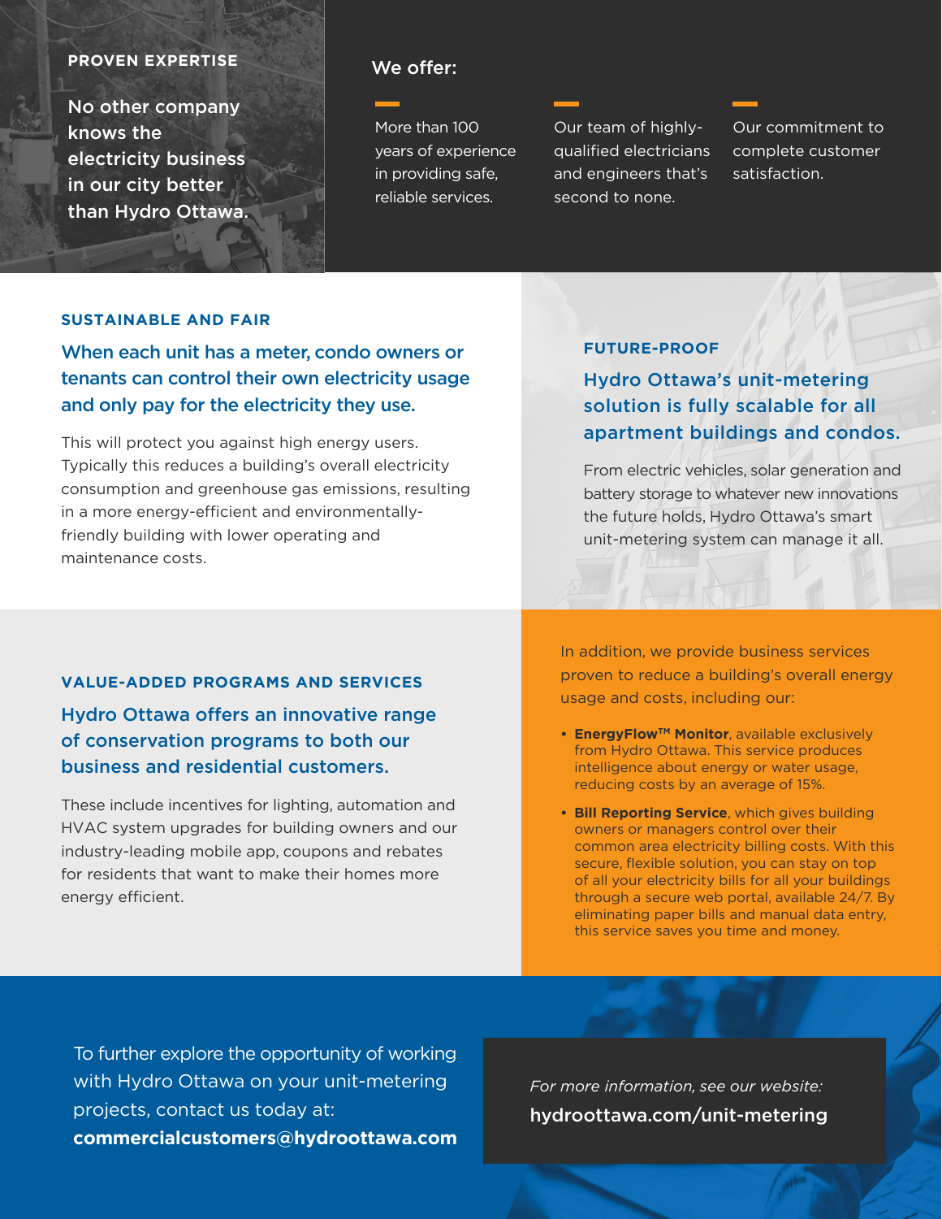## PROVEN EXPERTISE

No other company knows the electricity business in our city better than Hydro Ottawa.

### We offer:

- More than 100 years of experience in providing safe, reliable services.
- Our team of highly-qualified electricians and engineers that's second to none.
- Our commitment to complete customer satisfaction.

## SUSTAINABLE AND FAIR

### When each unit has a meter, condo owners or tenants can control their own electricity usage and only pay for the electricity they use.

This will protect you against high energy users. Typically this reduces a building's overall electricity consumption and greenhouse gas emissions, resulting in a more energy-efficient and environmentally-friendly building with lower operating and maintenance costs.

## FUTURE-PROOF

### Hydro Ottawa's unit-metering solution is fully scalable for all apartment buildings and condos.

From electric vehicles, solar generation and battery storage to whatever new innovations the future holds, Hydro Ottawa's smart unit-metering system can manage it all.

## VALUE-ADDED PROGRAMS AND SERVICES

### Hydro Ottawa offers an innovative range of conservation programs to both our business and residential customers.

These include incentives for lighting, automation and HVAC system upgrades for building owners and our industry-leading mobile app, coupons and rebates for residents that want to make their homes more energy efficient.

In addition, we provide business services proven to reduce a building's overall energy usage and costs, including our:

- **EnergyFlow™ Monitor**, available exclusively from Hydro Ottawa. This service produces intelligence about energy or water usage, reducing costs by an average of 15%.
- **Bill Reporting Service**, which gives building owners or managers control over their common area electricity billing costs. With this secure, flexible solution, you can stay on top of all your electricity bills for all your buildings through a secure web portal, available 24/7. By eliminating paper bills and manual data entry, this service saves you time and money.

To further explore the opportunity of working with Hydro Ottawa on your unit-metering projects, contact us today at:
**commercialcustomers@hydroottawa.com**

*For more information, see our website:*
**hydroottawa.com/unit-metering**